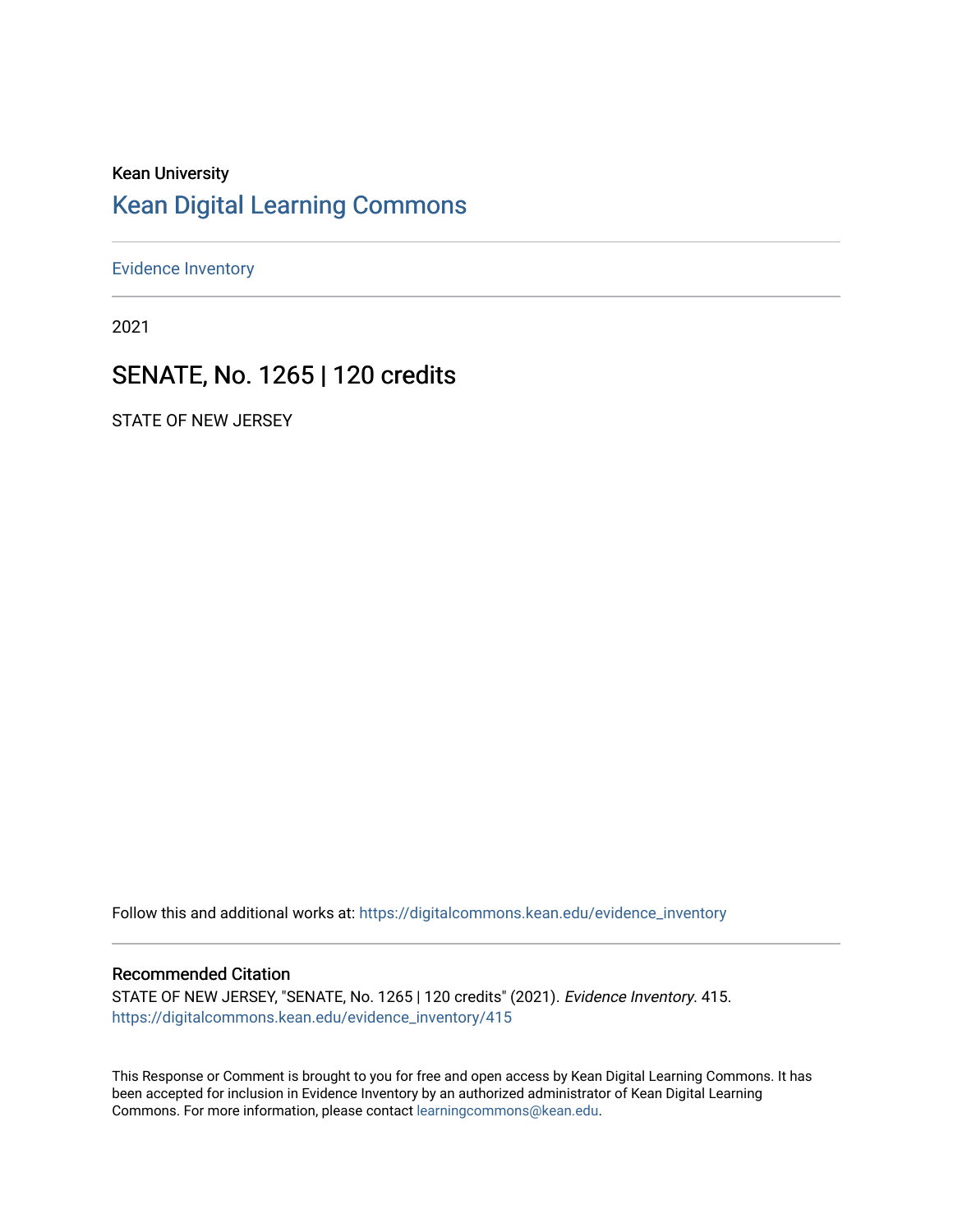Kean University

# Kean Digital Learning Commons

Evidence Inventory

2021

## SENATE, No. 1265 | 120 credits

STATE OF NEW JERSEY

Follow this and additional works at: https://digitalcommons.kean.edu/evidence_inventory

### Recommended Citation

STATE OF NEW JERSEY, "SENATE, No. 1265 | 120 credits" (2021). *Evidence Inventory*. 415.
https://digitalcommons.kean.edu/evidence_inventory/415

This Response or Comment is brought to you for free and open access by Kean Digital Learning Commons. It has been accepted for inclusion in Evidence Inventory by an authorized administrator of Kean Digital Learning Commons. For more information, please contact learningcommons@kean.edu.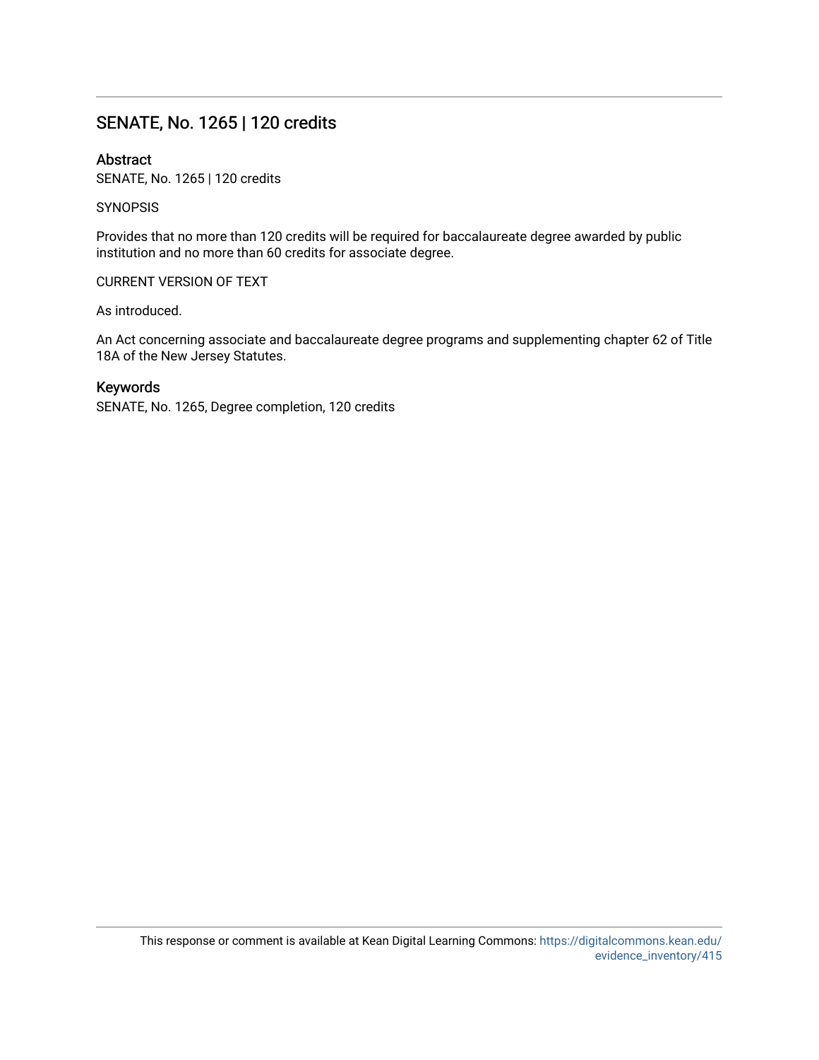## SENATE, No. 1265 | 120 credits

### Abstract

SENATE, No. 1265 | 120 credits

SYNOPSIS

Provides that no more than 120 credits will be required for baccalaureate degree awarded by public institution and no more than 60 credits for associate degree.

CURRENT VERSION OF TEXT

As introduced.

An Act concerning associate and baccalaureate degree programs and supplementing chapter 62 of Title 18A of the New Jersey Statutes.

### Keywords

SENATE, No. 1265, Degree completion, 120 credits

This response or comment is available at Kean Digital Learning Commons: https://digitalcommons.kean.edu/evidence_inventory/415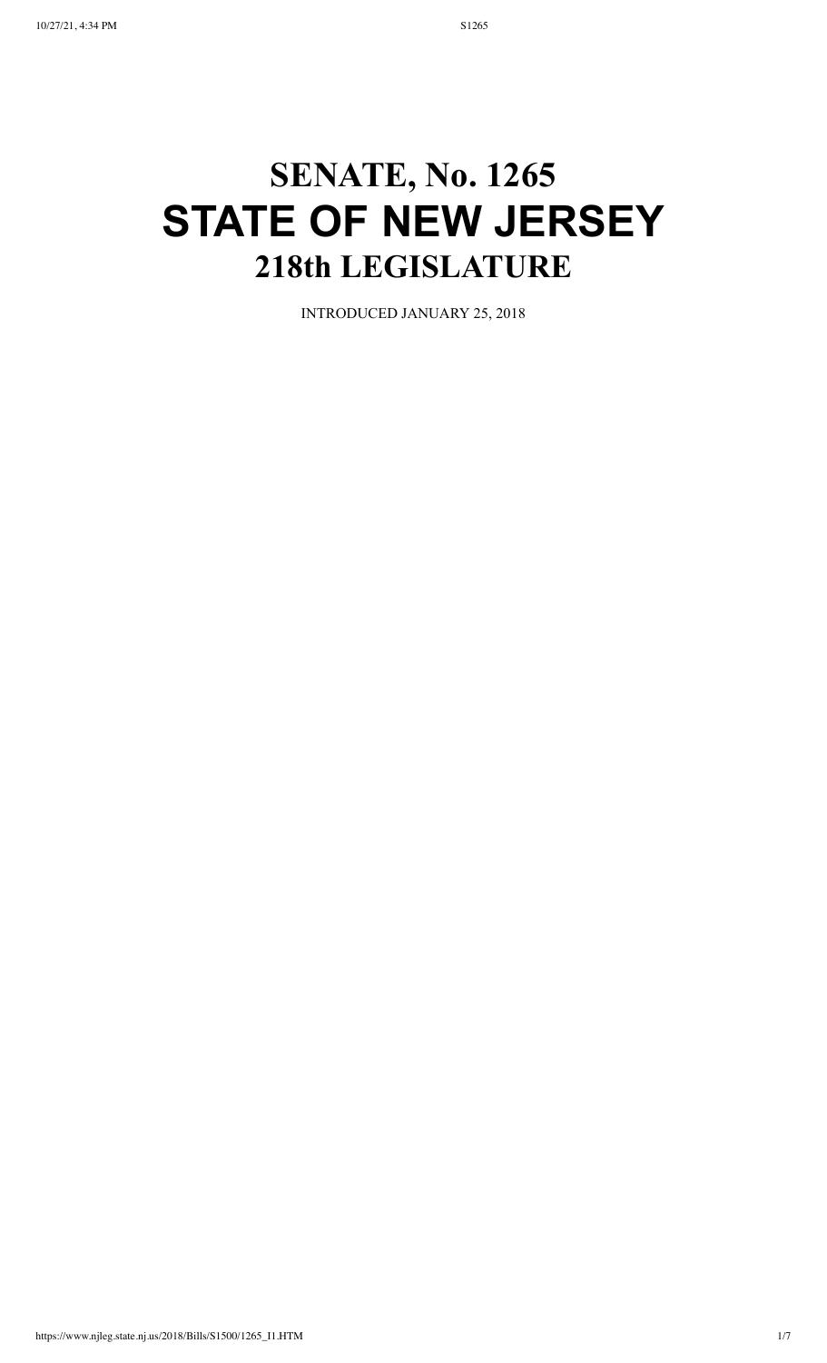# SENATE, No. 1265

# STATE OF NEW JERSEY

# 218th LEGISLATURE

INTRODUCED JANUARY 25, 2018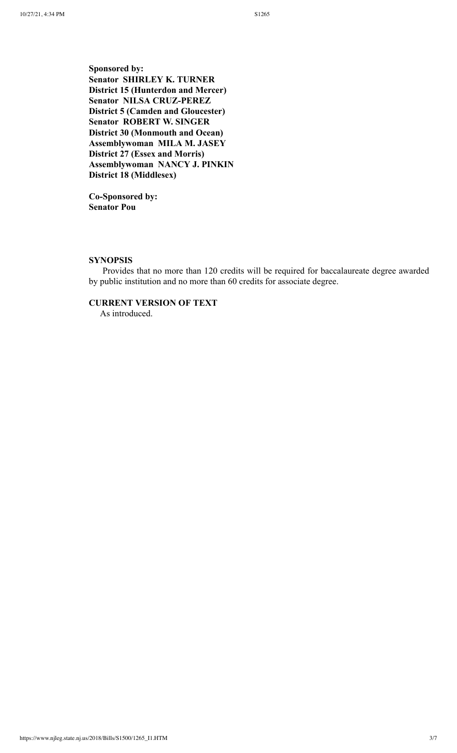**Sponsored by:**
**Senator SHIRLEY K. TURNER**
**District 15 (Hunterdon and Mercer)**
**Senator NILSA CRUZ-PEREZ**
**District 5 (Camden and Gloucester)**
**Senator ROBERT W. SINGER**
**District 30 (Monmouth and Ocean)**
**Assemblywoman MILA M. JASEY**
**District 27 (Essex and Morris)**
**Assemblywoman NANCY J. PINKIN**
**District 18 (Middlesex)**

**Co-Sponsored by:**
**Senator Pou**

**SYNOPSIS**

Provides that no more than 120 credits will be required for baccalaureate degree awarded by public institution and no more than 60 credits for associate degree.

**CURRENT VERSION OF TEXT**

As introduced.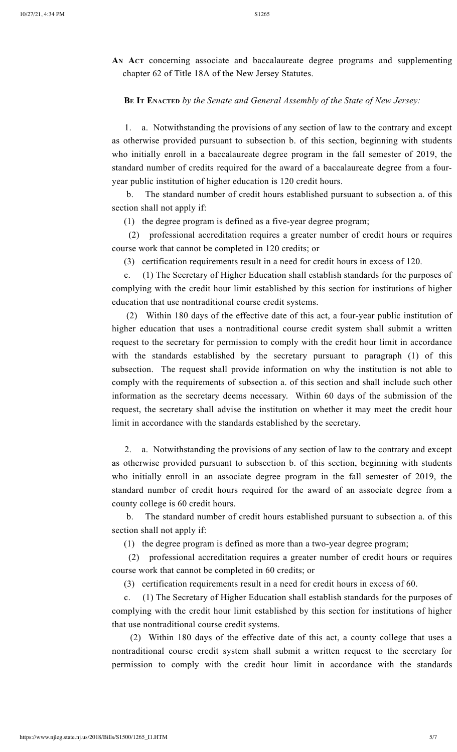**An Act** concerning associate and baccalaureate degree programs and supplementing chapter 62 of Title 18A of the New Jersey Statutes.

**Be It Enacted** *by the Senate and General Assembly of the State of New Jersey:*

1. a. Notwithstanding the provisions of any section of law to the contrary and except as otherwise provided pursuant to subsection b. of this section, beginning with students who initially enroll in a baccalaureate degree program in the fall semester of 2019, the standard number of credits required for the award of a baccalaureate degree from a four-year public institution of higher education is 120 credit hours.

b. The standard number of credit hours established pursuant to subsection a. of this section shall not apply if:

(1) the degree program is defined as a five-year degree program;

(2) professional accreditation requires a greater number of credit hours or requires course work that cannot be completed in 120 credits; or

(3) certification requirements result in a need for credit hours in excess of 120.

c. (1) The Secretary of Higher Education shall establish standards for the purposes of complying with the credit hour limit established by this section for institutions of higher education that use nontraditional course credit systems.

(2) Within 180 days of the effective date of this act, a four-year public institution of higher education that uses a nontraditional course credit system shall submit a written request to the secretary for permission to comply with the credit hour limit in accordance with the standards established by the secretary pursuant to paragraph (1) of this subsection. The request shall provide information on why the institution is not able to comply with the requirements of subsection a. of this section and shall include such other information as the secretary deems necessary. Within 60 days of the submission of the request, the secretary shall advise the institution on whether it may meet the credit hour limit in accordance with the standards established by the secretary.

2. a. Notwithstanding the provisions of any section of law to the contrary and except as otherwise provided pursuant to subsection b. of this section, beginning with students who initially enroll in an associate degree program in the fall semester of 2019, the standard number of credit hours required for the award of an associate degree from a county college is 60 credit hours.

b. The standard number of credit hours established pursuant to subsection a. of this section shall not apply if:

(1) the degree program is defined as more than a two-year degree program;

(2) professional accreditation requires a greater number of credit hours or requires course work that cannot be completed in 60 credits; or

(3) certification requirements result in a need for credit hours in excess of 60.

c. (1) The Secretary of Higher Education shall establish standards for the purposes of complying with the credit hour limit established by this section for institutions of higher that use nontraditional course credit systems.

(2) Within 180 days of the effective date of this act, a county college that uses a nontraditional course credit system shall submit a written request to the secretary for permission to comply with the credit hour limit in accordance with the standards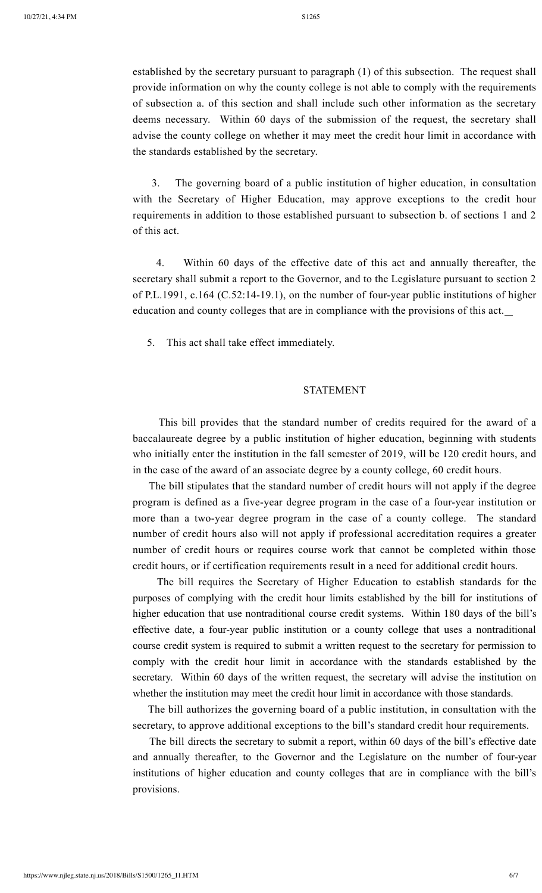established by the secretary pursuant to paragraph (1) of this subsection. The request shall provide information on why the county college is not able to comply with the requirements of subsection a. of this section and shall include such other information as the secretary deems necessary. Within 60 days of the submission of the request, the secretary shall advise the county college on whether it may meet the credit hour limit in accordance with the standards established by the secretary.

3. The governing board of a public institution of higher education, in consultation with the Secretary of Higher Education, may approve exceptions to the credit hour requirements in addition to those established pursuant to subsection b. of sections 1 and 2 of this act.

4. Within 60 days of the effective date of this act and annually thereafter, the secretary shall submit a report to the Governor, and to the Legislature pursuant to section 2 of P.L.1991, c.164 (C.52:14-19.1), on the number of four-year public institutions of higher education and county colleges that are in compliance with the provisions of this act.

5. This act shall take effect immediately.

## STATEMENT

This bill provides that the standard number of credits required for the award of a baccalaureate degree by a public institution of higher education, beginning with students who initially enter the institution in the fall semester of 2019, will be 120 credit hours, and in the case of the award of an associate degree by a county college, 60 credit hours.

The bill stipulates that the standard number of credit hours will not apply if the degree program is defined as a five-year degree program in the case of a four-year institution or more than a two-year degree program in the case of a county college. The standard number of credit hours also will not apply if professional accreditation requires a greater number of credit hours or requires course work that cannot be completed within those credit hours, or if certification requirements result in a need for additional credit hours.

The bill requires the Secretary of Higher Education to establish standards for the purposes of complying with the credit hour limits established by the bill for institutions of higher education that use nontraditional course credit systems. Within 180 days of the bill's effective date, a four-year public institution or a county college that uses a nontraditional course credit system is required to submit a written request to the secretary for permission to comply with the credit hour limit in accordance with the standards established by the secretary. Within 60 days of the written request, the secretary will advise the institution on whether the institution may meet the credit hour limit in accordance with those standards.

The bill authorizes the governing board of a public institution, in consultation with the secretary, to approve additional exceptions to the bill's standard credit hour requirements.

The bill directs the secretary to submit a report, within 60 days of the bill's effective date and annually thereafter, to the Governor and the Legislature on the number of four-year institutions of higher education and county colleges that are in compliance with the bill's provisions.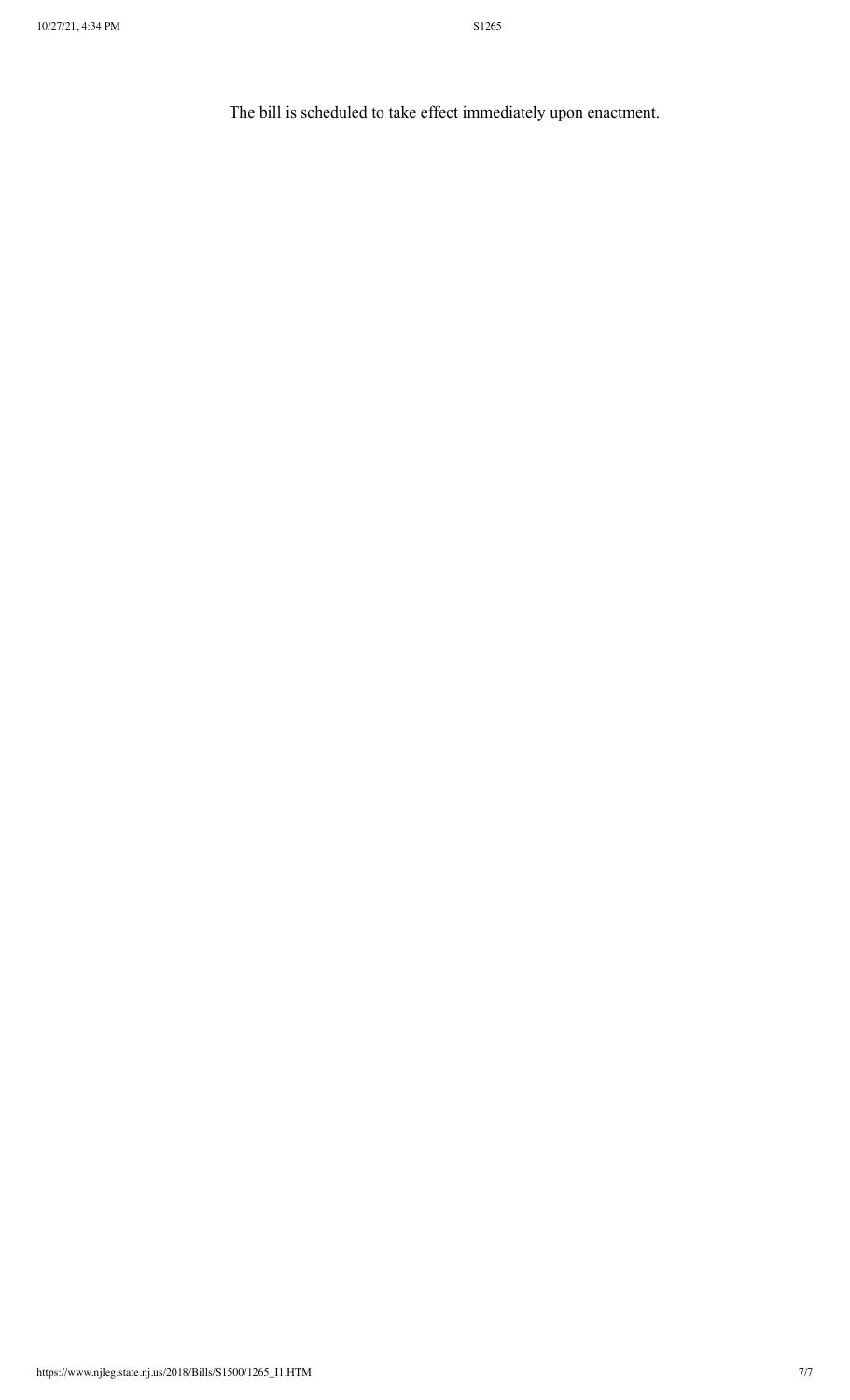The bill is scheduled to take effect immediately upon enactment.